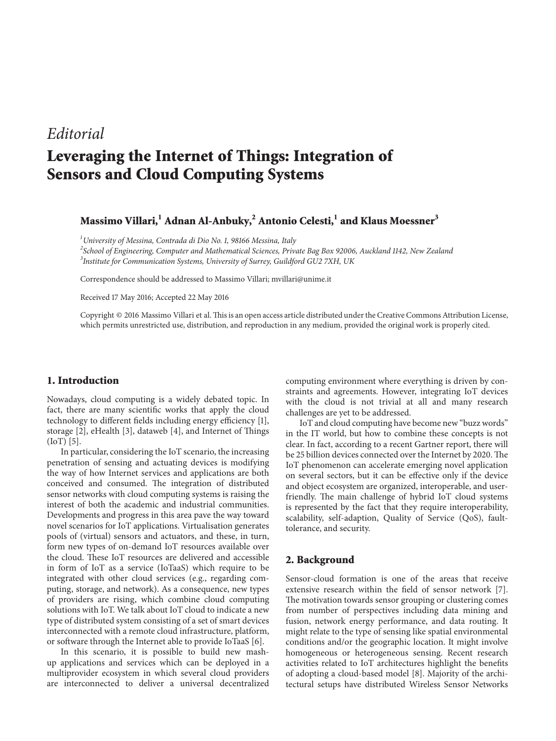*Editorial*

# Leveraging the Internet of Things: Integration of Sensors and Cloud Computing Systems

**Massimo Villari,[1] Adnan Al-Anbuky,[2] Antonio Celesti,[1] and Klaus Moessner[3]**

[1] *University of Messina, Contrada di Dio No. 1, 98166 Messina, Italy*
[2] *School of Engineering, Computer and Mathematical Sciences, Private Bag Box 92006, Auckland 1142, New Zealand*
[3] *Institute for Communication Systems, University of Surrey, Guildford GU2 7XH, UK*

Correspondence should be addressed to Massimo Villari; mvillari@unime.it

Received 17 May 2016; Accepted 22 May 2016

Copyright © 2016 Massimo Villari et al. This is an open access article distributed under the Creative Commons Attribution License, which permits unrestricted use, distribution, and reproduction in any medium, provided the original work is properly cited.

## 1. Introduction

Nowadays, cloud computing is a widely debated topic. In fact, there are many scientific works that apply the cloud technology to different fields including energy efficiency [1], storage [2], eHealth [3], dataweb [4], and Internet of Things (IoT) [5].

In particular, considering the IoT scenario, the increasing penetration of sensing and actuating devices is modifying the way of how Internet services and applications are both conceived and consumed. The integration of distributed sensor networks with cloud computing systems is raising the interest of both the academic and industrial communities. Developments and progress in this area pave the way toward novel scenarios for IoT applications. Virtualisation generates pools of (virtual) sensors and actuators, and these, in turn, form new types of on-demand IoT resources available over the cloud. These IoT resources are delivered and accessible in form of IoT as a service (IoTaaS) which require to be integrated with other cloud services (e.g., regarding computing, storage, and network). As a consequence, new types of providers are rising, which combine cloud computing solutions with IoT. We talk about IoT cloud to indicate a new type of distributed system consisting of a set of smart devices interconnected with a remote cloud infrastructure, platform, or software through the Internet able to provide IoTaaS [6].

In this scenario, it is possible to build new mashup applications and services which can be deployed in a multiprovider ecosystem in which several cloud providers are interconnected to deliver a universal decentralized computing environment where everything is driven by constraints and agreements. However, integrating IoT devices with the cloud is not trivial at all and many research challenges are yet to be addressed.

IoT and cloud computing have become new "buzz words" in the IT world, but how to combine these concepts is not clear. In fact, according to a recent Gartner report, there will be 25 billion devices connected over the Internet by 2020. The IoT phenomenon can accelerate emerging novel application on several sectors, but it can be effective only if the device and object ecosystem are organized, interoperable, and user-friendly. The main challenge of hybrid IoT cloud systems is represented by the fact that they require interoperability, scalability, self-adaption, Quality of Service (QoS), fault-tolerance, and security.

## 2. Background

Sensor-cloud formation is one of the areas that receive extensive research within the field of sensor network [7]. The motivation towards sensor grouping or clustering comes from number of perspectives including data mining and fusion, network energy performance, and data routing. It might relate to the type of sensing like spatial environmental conditions and/or the geographic location. It might involve homogeneous or heterogeneous sensing. Recent research activities related to IoT architectures highlight the benefits of adopting a cloud-based model [8]. Majority of the architectural setups have distributed Wireless Sensor Networks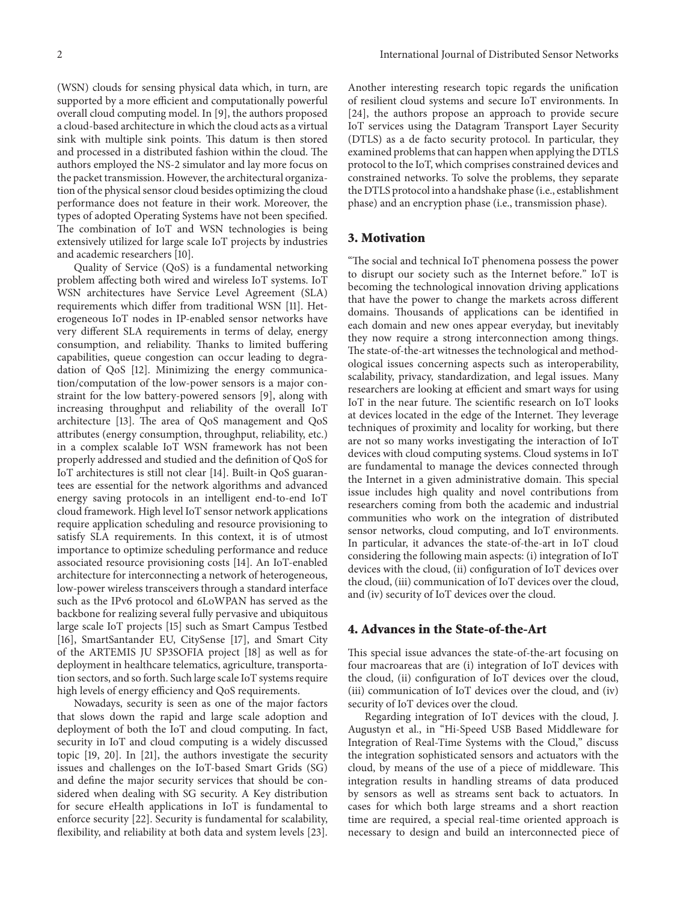(WSN) clouds for sensing physical data which, in turn, are supported by a more efficient and computationally powerful overall cloud computing model. In [9], the authors proposed a cloud-based architecture in which the cloud acts as a virtual sink with multiple sink points. This datum is then stored and processed in a distributed fashion within the cloud. The authors employed the NS-2 simulator and lay more focus on the packet transmission. However, the architectural organization of the physical sensor cloud besides optimizing the cloud performance does not feature in their work. Moreover, the types of adopted Operating Systems have not been specified. The combination of IoT and WSN technologies is being extensively utilized for large scale IoT projects by industries and academic researchers [10].

Quality of Service (QoS) is a fundamental networking problem affecting both wired and wireless IoT systems. IoT WSN architectures have Service Level Agreement (SLA) requirements which differ from traditional WSN [11]. Heterogeneous IoT nodes in IP-enabled sensor networks have very different SLA requirements in terms of delay, energy consumption, and reliability. Thanks to limited buffering capabilities, queue congestion can occur leading to degradation of QoS [12]. Minimizing the energy communication/computation of the low-power sensors is a major constraint for the low battery-powered sensors [9], along with increasing throughput and reliability of the overall IoT architecture [13]. The area of QoS management and QoS attributes (energy consumption, throughput, reliability, etc.) in a complex scalable IoT WSN framework has not been properly addressed and studied and the definition of QoS for IoT architectures is still not clear [14]. Built-in QoS guarantees are essential for the network algorithms and advanced energy saving protocols in an intelligent end-to-end IoT cloud framework. High level IoT sensor network applications require application scheduling and resource provisioning to satisfy SLA requirements. In this context, it is of utmost importance to optimize scheduling performance and reduce associated resource provisioning costs [14]. An IoT-enabled architecture for interconnecting a network of heterogeneous, low-power wireless transceivers through a standard interface such as the IPv6 protocol and 6LoWPAN has served as the backbone for realizing several fully pervasive and ubiquitous large scale IoT projects [15] such as Smart Campus Testbed [16], SmartSantander EU, CitySense [17], and Smart City of the ARTEMIS JU SP3SOFIA project [18] as well as for deployment in healthcare telematics, agriculture, transportation sectors, and so forth. Such large scale IoT systems require high levels of energy efficiency and QoS requirements.

Nowadays, security is seen as one of the major factors that slows down the rapid and large scale adoption and deployment of both the IoT and cloud computing. In fact, security in IoT and cloud computing is a widely discussed topic [19, 20]. In [21], the authors investigate the security issues and challenges on the IoT-based Smart Grids (SG) and define the major security services that should be considered when dealing with SG security. A Key distribution for secure eHealth applications in IoT is fundamental to enforce security [22]. Security is fundamental for scalability, flexibility, and reliability at both data and system levels [23]. Another interesting research topic regards the unification of resilient cloud systems and secure IoT environments. In [24], the authors propose an approach to provide secure IoT services using the Datagram Transport Layer Security (DTLS) as a de facto security protocol. In particular, they examined problems that can happen when applying the DTLS protocol to the IoT, which comprises constrained devices and constrained networks. To solve the problems, they separate the DTLS protocol into a handshake phase (i.e., establishment phase) and an encryption phase (i.e., transmission phase).

## 3. Motivation

"The social and technical IoT phenomena possess the power to disrupt our society such as the Internet before." IoT is becoming the technological innovation driving applications that have the power to change the markets across different domains. Thousands of applications can be identified in each domain and new ones appear everyday, but inevitably they now require a strong interconnection among things. The state-of-the-art witnesses the technological and methodological issues concerning aspects such as interoperability, scalability, privacy, standardization, and legal issues. Many researchers are looking at efficient and smart ways for using IoT in the near future. The scientific research on IoT looks at devices located in the edge of the Internet. They leverage techniques of proximity and locality for working, but there are not so many works investigating the interaction of IoT devices with cloud computing systems. Cloud systems in IoT are fundamental to manage the devices connected through the Internet in a given administrative domain. This special issue includes high quality and novel contributions from researchers coming from both the academic and industrial communities who work on the integration of distributed sensor networks, cloud computing, and IoT environments. In particular, it advances the state-of-the-art in IoT cloud considering the following main aspects: (i) integration of IoT devices with the cloud, (ii) configuration of IoT devices over the cloud, (iii) communication of IoT devices over the cloud, and (iv) security of IoT devices over the cloud.

## 4. Advances in the State-of-the-Art

This special issue advances the state-of-the-art focusing on four macroareas that are (i) integration of IoT devices with the cloud, (ii) configuration of IoT devices over the cloud, (iii) communication of IoT devices over the cloud, and (iv) security of IoT devices over the cloud.

Regarding integration of IoT devices with the cloud, J. Augustyn et al., in "Hi-Speed USB Based Middleware for Integration of Real-Time Systems with the Cloud," discuss the integration sophisticated sensors and actuators with the cloud, by means of the use of a piece of middleware. This integration results in handling streams of data produced by sensors as well as streams sent back to actuators. In cases for which both large streams and a short reaction time are required, a special real-time oriented approach is necessary to design and build an interconnected piece of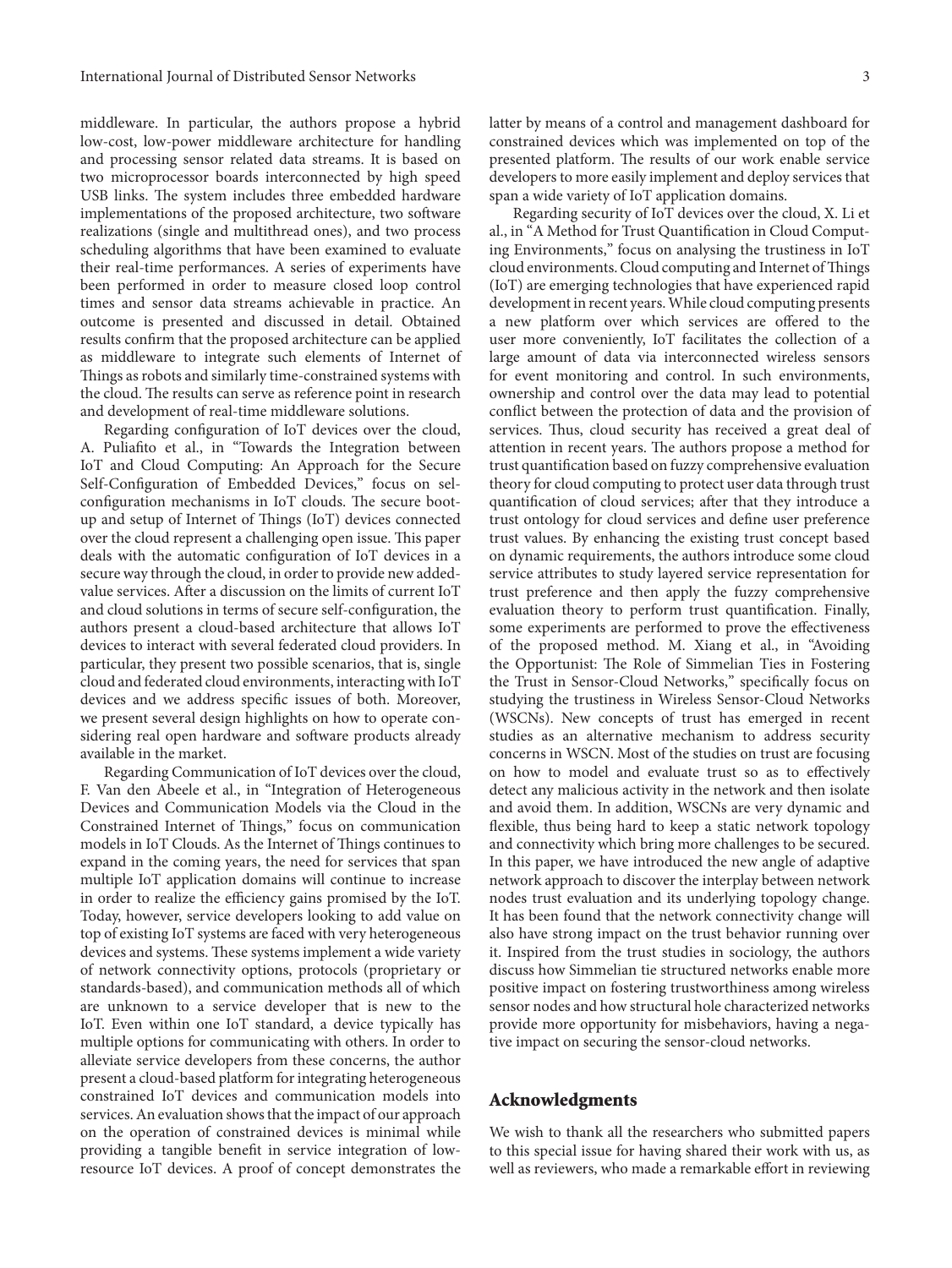middleware. In particular, the authors propose a hybrid low-cost, low-power middleware architecture for handling and processing sensor related data streams. It is based on two microprocessor boards interconnected by high speed USB links. The system includes three embedded hardware implementations of the proposed architecture, two software realizations (single and multithread ones), and two process scheduling algorithms that have been examined to evaluate their real-time performances. A series of experiments have been performed in order to measure closed loop control times and sensor data streams achievable in practice. An outcome is presented and discussed in detail. Obtained results confirm that the proposed architecture can be applied as middleware to integrate such elements of Internet of Things as robots and similarly time-constrained systems with the cloud. The results can serve as reference point in research and development of real-time middleware solutions.

Regarding configuration of IoT devices over the cloud, A. Puliafito et al., in "Towards the Integration between IoT and Cloud Computing: An Approach for the Secure Self-Configuration of Embedded Devices," focus on selconfiguration mechanisms in IoT clouds. The secure bootup and setup of Internet of Things (IoT) devices connected over the cloud represent a challenging open issue. This paper deals with the automatic configuration of IoT devices in a secure way through the cloud, in order to provide new added-value services. After a discussion on the limits of current IoT and cloud solutions in terms of secure self-configuration, the authors present a cloud-based architecture that allows IoT devices to interact with several federated cloud providers. In particular, they present two possible scenarios, that is, single cloud and federated cloud environments, interacting with IoT devices and we address specific issues of both. Moreover, we present several design highlights on how to operate considering real open hardware and software products already available in the market.

Regarding Communication of IoT devices over the cloud, F. Van den Abeele et al., in "Integration of Heterogeneous Devices and Communication Models via the Cloud in the Constrained Internet of Things," focus on communication models in IoT Clouds. As the Internet of Things continues to expand in the coming years, the need for services that span multiple IoT application domains will continue to increase in order to realize the efficiency gains promised by the IoT. Today, however, service developers looking to add value on top of existing IoT systems are faced with very heterogeneous devices and systems. These systems implement a wide variety of network connectivity options, protocols (proprietary or standards-based), and communication methods all of which are unknown to a service developer that is new to the IoT. Even within one IoT standard, a device typically has multiple options for communicating with others. In order to alleviate service developers from these concerns, the author present a cloud-based platform for integrating heterogeneous constrained IoT devices and communication models into services. An evaluation shows that the impact of our approach on the operation of constrained devices is minimal while providing a tangible benefit in service integration of low-resource IoT devices. A proof of concept demonstrates the latter by means of a control and management dashboard for constrained devices which was implemented on top of the presented platform. The results of our work enable service developers to more easily implement and deploy services that span a wide variety of IoT application domains.

Regarding security of IoT devices over the cloud, X. Li et al., in "A Method for Trust Quantification in Cloud Computing Environments," focus on analysing the trustiness in IoT cloud environments. Cloud computing and Internet of Things (IoT) are emerging technologies that have experienced rapid development in recent years. While cloud computing presents a new platform over which services are offered to the user more conveniently, IoT facilitates the collection of a large amount of data via interconnected wireless sensors for event monitoring and control. In such environments, ownership and control over the data may lead to potential conflict between the protection of data and the provision of services. Thus, cloud security has received a great deal of attention in recent years. The authors propose a method for trust quantification based on fuzzy comprehensive evaluation theory for cloud computing to protect user data through trust quantification of cloud services; after that they introduce a trust ontology for cloud services and define user preference trust values. By enhancing the existing trust concept based on dynamic requirements, the authors introduce some cloud service attributes to study layered service representation for trust preference and then apply the fuzzy comprehensive evaluation theory to perform trust quantification. Finally, some experiments are performed to prove the effectiveness of the proposed method. M. Xiang et al., in "Avoiding the Opportunist: The Role of Simmelian Ties in Fostering the Trust in Sensor-Cloud Networks," specifically focus on studying the trustiness in Wireless Sensor-Cloud Networks (WSCNs). New concepts of trust has emerged in recent studies as an alternative mechanism to address security concerns in WSCN. Most of the studies on trust are focusing on how to model and evaluate trust so as to effectively detect any malicious activity in the network and then isolate and avoid them. In addition, WSCNs are very dynamic and flexible, thus being hard to keep a static network topology and connectivity which bring more challenges to be secured. In this paper, we have introduced the new angle of adaptive network approach to discover the interplay between network nodes trust evaluation and its underlying topology change. It has been found that the network connectivity change will also have strong impact on the trust behavior running over it. Inspired from the trust studies in sociology, the authors discuss how Simmelian tie structured networks enable more positive impact on fostering trustworthiness among wireless sensor nodes and how structural hole characterized networks provide more opportunity for misbehaviors, having a negative impact on securing the sensor-cloud networks.

## Acknowledgments

We wish to thank all the researchers who submitted papers to this special issue for having shared their work with us, as well as reviewers, who made a remarkable effort in reviewing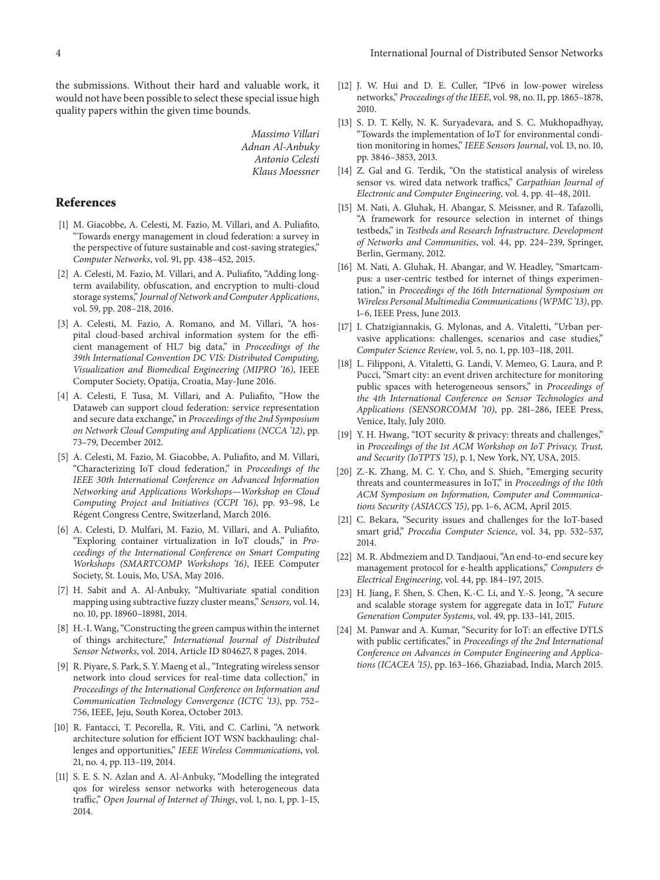the submissions. Without their hard and valuable work, it would not have been possible to select these special issue high quality papers within the given time bounds.

*Massimo Villari*
*Adnan Al-Anbuky*
*Antonio Celesti*
*Klaus Moessner*

## References

[1] M. Giacobbe, A. Celesti, M. Fazio, M. Villari, and A. Puliafito, "Towards energy management in cloud federation: a survey in the perspective of future sustainable and cost-saving strategies," *Computer Networks*, vol. 91, pp. 438–452, 2015.

[2] A. Celesti, M. Fazio, M. Villari, and A. Puliafito, "Adding long-term availability, obfuscation, and encryption to multi-cloud storage systems," *Journal of Network and Computer Applications*, vol. 59, pp. 208–218, 2016.

[3] A. Celesti, M. Fazio, A. Romano, and M. Villari, "A hospital cloud-based archival information system for the efficient management of HL7 big data," in *Proceedings of the 39th International Convention DC VIS: Distributed Computing, Visualization and Biomedical Engineering (MIPRO '16)*, IEEE Computer Society, Opatija, Croatia, May-June 2016.

[4] A. Celesti, F. Tusa, M. Villari, and A. Puliafito, "How the Dataweb can support cloud federation: service representation and secure data exchange," in *Proceedings of the 2nd Symposium on Network Cloud Computing and Applications (NCCA '12)*, pp. 73–79, December 2012.

[5] A. Celesti, M. Fazio, M. Giacobbe, A. Puliafito, and M. Villari, "Characterizing IoT cloud federation," in *Proceedings of the IEEE 30th International Conference on Advanced Information Networking and Applications Workshops—Workshop on Cloud Computing Project and Initiatives (CCPI '16)*, pp. 93–98, Le Régent Congress Centre, Switzerland, March 2016.

[6] A. Celesti, D. Mulfari, M. Fazio, M. Villari, and A. Puliafito, "Exploring container virtualization in IoT clouds," in *Proceedings of the International Conference on Smart Computing Workshops (SMARTCOMP Workshops '16)*, IEEE Computer Society, St. Louis, Mo, USA, May 2016.

[7] H. Sabit and A. Al-Anbuky, "Multivariate spatial condition mapping using subtractive fuzzy cluster means," *Sensors*, vol. 14, no. 10, pp. 18960–18981, 2014.

[8] H.-I. Wang, "Constructing the green campus within the internet of things architecture," *International Journal of Distributed Sensor Networks*, vol. 2014, Article ID 804627, 8 pages, 2014.

[9] R. Piyare, S. Park, S. Y. Maeng et al., "Integrating wireless sensor network into cloud services for real-time data collection," in *Proceedings of the International Conference on Information and Communication Technology Convergence (ICTC '13)*, pp. 752–756, IEEE, Jeju, South Korea, October 2013.

[10] R. Fantacci, T. Pecorella, R. Viti, and C. Carlini, "A network architecture solution for efficient IOT WSN backhauling: challenges and opportunities," *IEEE Wireless Communications*, vol. 21, no. 4, pp. 113–119, 2014.

[11] S. E. S. N. Azlan and A. Al-Anbuky, "Modelling the integrated qos for wireless sensor networks with heterogeneous data traffic," *Open Journal of Internet of Things*, vol. 1, no. 1, pp. 1–15, 2014.

[12] J. W. Hui and D. E. Culler, "IPv6 in low-power wireless networks," *Proceedings of the IEEE*, vol. 98, no. 11, pp. 1865–1878, 2010.

[13] S. D. T. Kelly, N. K. Suryadevara, and S. C. Mukhopadhyay, "Towards the implementation of IoT for environmental condition monitoring in homes," *IEEE Sensors Journal*, vol. 13, no. 10, pp. 3846–3853, 2013.

[14] Z. Gal and G. Terdik, "On the statistical analysis of wireless sensor vs. wired data network traffics," *Carpathian Journal of Electronic and Computer Engineering*, vol. 4, pp. 41–48, 2011.

[15] M. Nati, A. Gluhak, H. Abangar, S. Meissner, and R. Tafazolli, "A framework for resource selection in internet of things testbeds," in *Testbeds and Research Infrastructure. Development of Networks and Communities*, vol. 44, pp. 224–239, Springer, Berlin, Germany, 2012.

[16] M. Nati, A. Gluhak, H. Abangar, and W. Headley, "Smartcampus: a user-centric testbed for internet of things experimentation," in *Proceedings of the 16th International Symposium on Wireless Personal Multimedia Communications (WPMC '13)*, pp. 1–6, IEEE Press, June 2013.

[17] I. Chatzigiannakis, G. Mylonas, and A. Vitaletti, "Urban pervasive applications: challenges, scenarios and case studies," *Computer Science Review*, vol. 5, no. 1, pp. 103–118, 2011.

[18] L. Filipponi, A. Vitaletti, G. Landi, V. Memeo, G. Laura, and P. Pucci, "Smart city: an event driven architecture for monitoring public spaces with heterogeneous sensors," in *Proceedings of the 4th International Conference on Sensor Technologies and Applications (SENSORCOMM '10)*, pp. 281–286, IEEE Press, Venice, Italy, July 2010.

[19] Y. H. Hwang, "IOT security & privacy: threats and challenges," in *Proceedings of the 1st ACM Workshop on IoT Privacy, Trust, and Security (IoTPTS '15)*, p. 1, New York, NY, USA, 2015.

[20] Z.-K. Zhang, M. C. Y. Cho, and S. Shieh, "Emerging security threats and countermeasures in IoT," in *Proceedings of the 10th ACM Symposium on Information, Computer and Communications Security (ASIACCS '15)*, pp. 1–6, ACM, April 2015.

[21] C. Bekara, "Security issues and challenges for the IoT-based smart grid," *Procedia Computer Science*, vol. 34, pp. 532–537, 2014.

[22] M. R. Abdmeziem and D. Tandjaoui, "An end-to-end secure key management protocol for e-health applications," *Computers & Electrical Engineering*, vol. 44, pp. 184–197, 2015.

[23] H. Jiang, F. Shen, S. Chen, K.-C. Li, and Y.-S. Jeong, "A secure and scalable storage system for aggregate data in IoT," *Future Generation Computer Systems*, vol. 49, pp. 133–141, 2015.

[24] M. Panwar and A. Kumar, "Security for IoT: an effective DTLS with public certificates," in *Proceedings of the 2nd International Conference on Advances in Computer Engineering and Applications (ICACEA '15)*, pp. 163–166, Ghaziabad, India, March 2015.